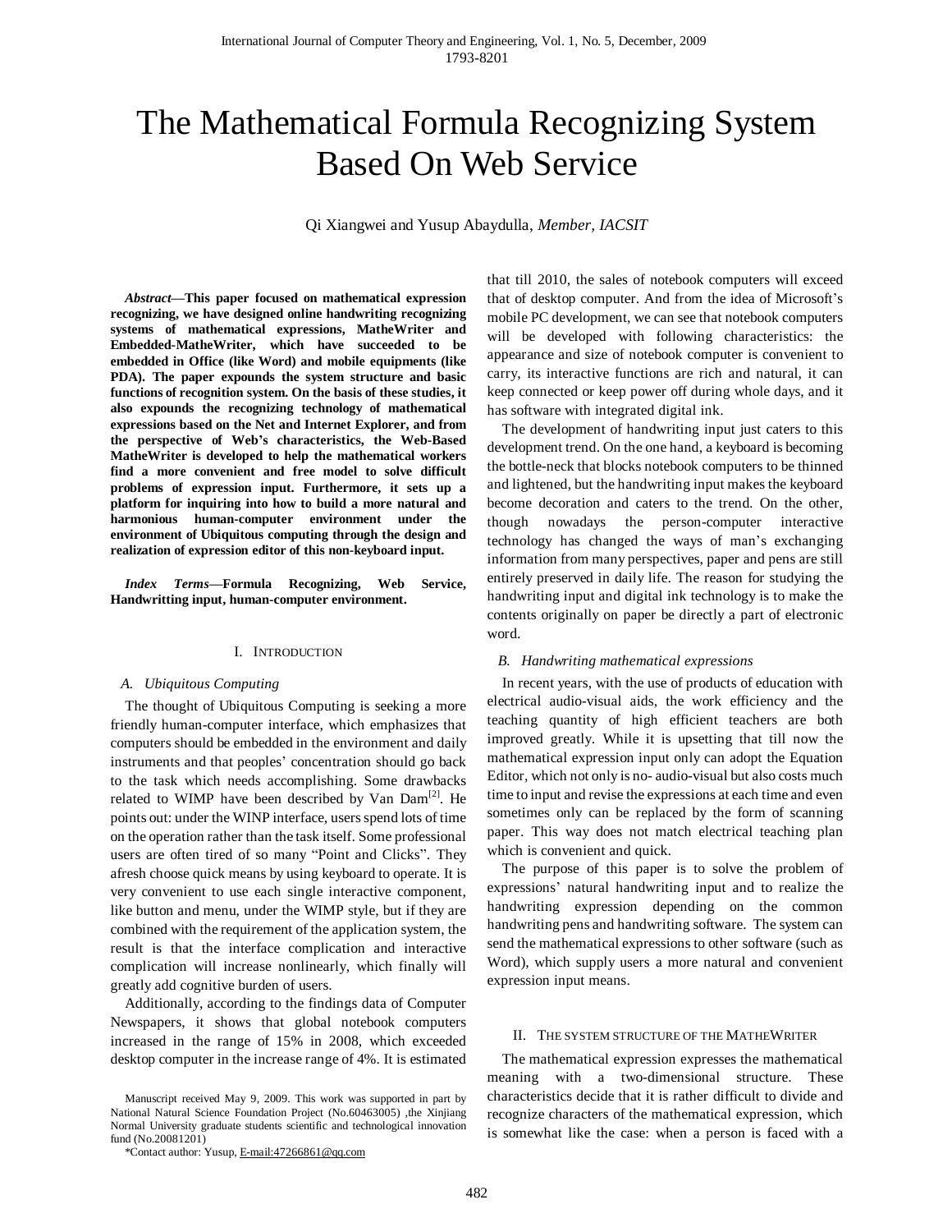# The Mathematical Formula Recognizing System Based On Web Service

Qi Xiangwei and Yusup Abaydulla, *Member, IACSIT*

***Abstract*—This paper focused on mathematical expression recognizing, we have designed online handwriting recognizing systems of mathematical expressions, MatheWriter and Embedded-MatheWriter, which have succeeded to be embedded in Office (like Word) and mobile equipments (like PDA). The paper expounds the system structure and basic functions of recognition system. On the basis of these studies, it also expounds the recognizing technology of mathematical expressions based on the Net and Internet Explorer, and from the perspective of Web's characteristics, the Web-Based MatheWriter is developed to help the mathematical workers find a more convenient and free model to solve difficult problems of expression input. Furthermore, it sets up a platform for inquiring into how to build a more natural and harmonious human-computer environment under the environment of Ubiquitous computing through the design and realization of expression editor of this non-keyboard input.**

***Index Terms*—Formula Recognizing, Web Service, Handwritting input, human-computer environment.**

## I. Introduction

### A. Ubiquitous Computing

The thought of Ubiquitous Computing is seeking a more friendly human-computer interface, which emphasizes that computers should be embedded in the environment and daily instruments and that peoples' concentration should go back to the task which needs accomplishing. Some drawbacks related to WIMP have been described by Van Dam[2]. He points out: under the WINP interface, users spend lots of time on the operation rather than the task itself. Some professional users are often tired of so many "Point and Clicks". They afresh choose quick means by using keyboard to operate. It is very convenient to use each single interactive component, like button and menu, under the WIMP style, but if they are combined with the requirement of the application system, the result is that the interface complication and interactive complication will increase nonlinearly, which finally will greatly add cognitive burden of users.

Additionally, according to the findings data of Computer Newspapers, it shows that global notebook computers increased in the range of 15% in 2008, which exceeded desktop computer in the increase range of 4%. It is estimated that till 2010, the sales of notebook computers will exceed that of desktop computer. And from the idea of Microsoft's mobile PC development, we can see that notebook computers will be developed with following characteristics: the appearance and size of notebook computer is convenient to carry, its interactive functions are rich and natural, it can keep connected or keep power off during whole days, and it has software with integrated digital ink.

The development of handwriting input just caters to this development trend. On the one hand, a keyboard is becoming the bottle-neck that blocks notebook computers to be thinned and lightened, but the handwriting input makes the keyboard become decoration and caters to the trend. On the other, though nowadays the person-computer interactive technology has changed the ways of man's exchanging information from many perspectives, paper and pens are still entirely preserved in daily life. The reason for studying the handwriting input and digital ink technology is to make the contents originally on paper be directly a part of electronic word.

### B. Handwriting mathematical expressions

In recent years, with the use of products of education with electrical audio-visual aids, the work efficiency and the teaching quantity of high efficient teachers are both improved greatly. While it is upsetting that till now the mathematical expression input only can adopt the Equation Editor, which not only is no- audio-visual but also costs much time to input and revise the expressions at each time and even sometimes only can be replaced by the form of scanning paper. This way does not match electrical teaching plan which is convenient and quick.

The purpose of this paper is to solve the problem of expressions' natural handwriting input and to realize the handwriting expression depending on the common handwriting pens and handwriting software. The system can send the mathematical expressions to other software (such as Word), which supply users a more natural and convenient expression input means.

## II. The System Structure of the MatheWriter

The mathematical expression expresses the mathematical meaning with a two-dimensional structure. These characteristics decide that it is rather difficult to divide and recognize characters of the mathematical expression, which is somewhat like the case: when a person is faced with a

Manuscript received May 9, 2009. This work was supported in part by National Natural Science Foundation Project (No.60463005) ,the Xinjiang Normal University graduate students scientific and technological innovation fund (No.20081201)

*Contact author: Yusup, E-mail:47266861@qq.com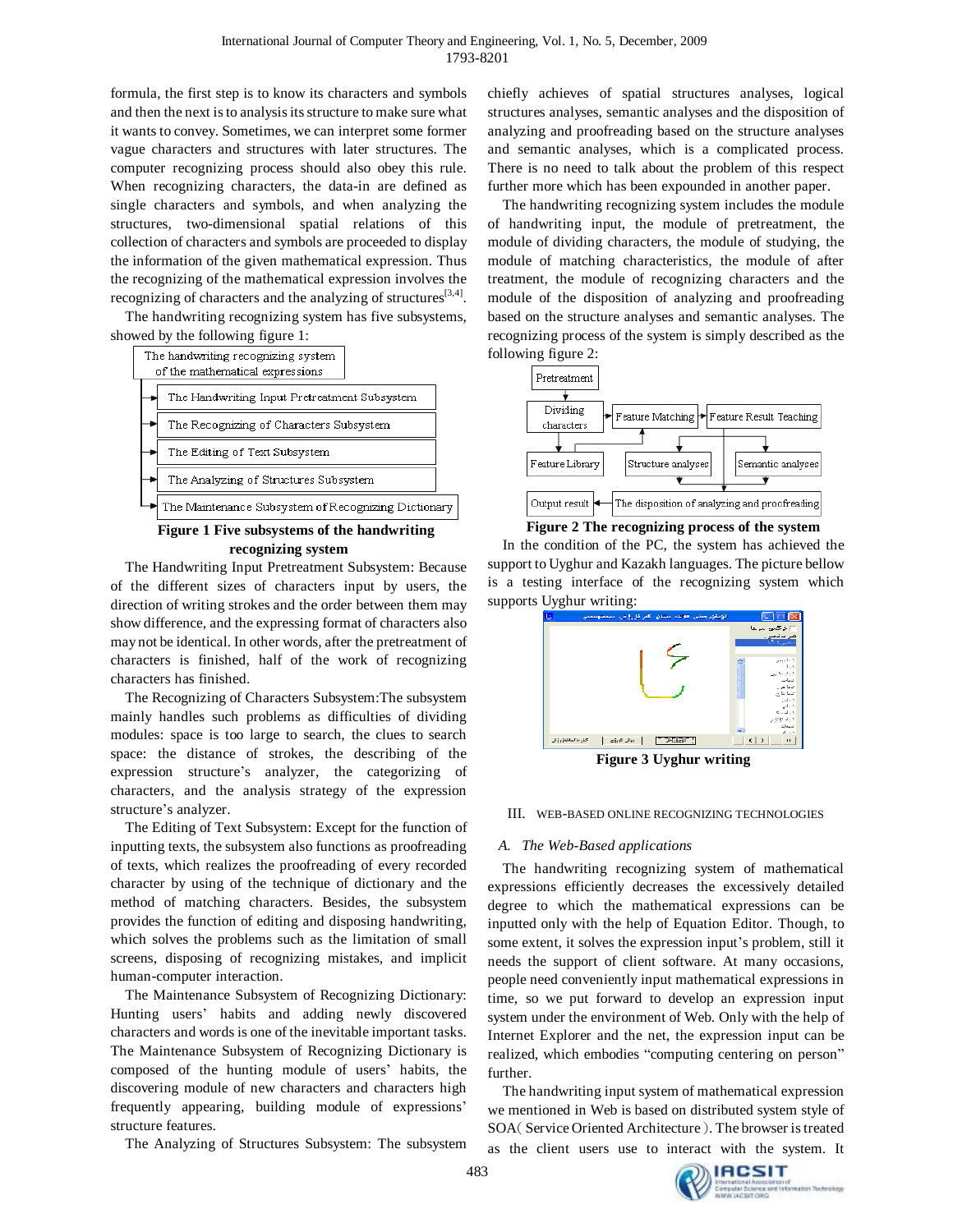formula, the first step is to know its characters and symbols and then the next is to analysis its structure to make sure what it wants to convey. Sometimes, we can interpret some former vague characters and structures with later structures. The computer recognizing process should also obey this rule. When recognizing characters, the data-in are defined as single characters and symbols, and when analyzing the structures, two-dimensional spatial relations of this collection of characters and symbols are proceeded to display the information of the given mathematical expression. Thus the recognizing of the mathematical expression involves the recognizing of characters and the analyzing of structures[3,4].

The handwriting recognizing system has five subsystems, showed by the following figure 1:

The handwriting recognizing system of the mathematical expressions

The Handwriting Input Pretreatment Subsystem

The Recognizing of Characters Subsystem

The Editing of Text Subsystem

The Analyzing of Structures Subsystem

The Maintenance Subsystem of Recognizing Dictionary

**Figure 1 Five subsystems of the handwriting recognizing system**

The Handwriting Input Pretreatment Subsystem: Because of the different sizes of characters input by users, the direction of writing strokes and the order between them may show difference, and the expressing format of characters also may not be identical. In other words, after the pretreatment of characters is finished, half of the work of recognizing characters has finished.

The Recognizing of Characters Subsystem:The subsystem mainly handles such problems as difficulties of dividing modules: space is too large to search, the clues to search space: the distance of strokes, the describing of the expression structure's analyzer, the categorizing of characters, and the analysis strategy of the expression structure's analyzer.

The Editing of Text Subsystem: Except for the function of inputting texts, the subsystem also functions as proofreading of texts, which realizes the proofreading of every recorded character by using of the technique of dictionary and the method of matching characters. Besides, the subsystem provides the function of editing and disposing handwriting, which solves the problems such as the limitation of small screens, disposing of recognizing mistakes, and implicit human-computer interaction.

The Maintenance Subsystem of Recognizing Dictionary: Hunting users' habits and adding newly discovered characters and words is one of the inevitable important tasks. The Maintenance Subsystem of Recognizing Dictionary is composed of the hunting module of users' habits, the discovering module of new characters and characters high frequently appearing, building module of expressions' structure features.

The Analyzing of Structures Subsystem: The subsystem chiefly achieves of spatial structures analyses, logical structures analyses, semantic analyses and the disposition of analyzing and proofreading based on the structure analyses and semantic analyses, which is a complicated process. There is no need to talk about the problem of this respect further more which has been expounded in another paper.

The handwriting recognizing system includes the module of handwriting input, the module of pretreatment, the module of dividing characters, the module of studying, the module of matching characteristics, the module of after treatment, the module of recognizing characters and the module of the disposition of analyzing and proofreading based on the structure analyses and semantic analyses. The recognizing process of the system is simply described as the following figure 2:

Pretreatment

Dividing characters

Feature Matching

Feature Result Teaching

Feature Library

Structure analyses

Semantic analyses

Output result

The disposition of analyzing and proofreading

**Figure 2 The recognizing process of the system**

In the condition of the PC, the system has achieved the support to Uyghur and Kazakh languages. The picture bellow is a testing interface of the recognizing system which supports Uyghur writing:

**Figure 3 Uyghur writing**

## III. WEB-BASED ONLINE RECOGNIZING TECHNOLOGIES

### *A. The Web-Based applications*

The handwriting recognizing system of mathematical expressions efficiently decreases the excessively detailed degree to which the mathematical expressions can be inputted only with the help of Equation Editor. Though, to some extent, it solves the expression input's problem, still it needs the support of client software. At many occasions, people need conveniently input mathematical expressions in time, so we put forward to develop an expression input system under the environment of Web. Only with the help of Internet Explorer and the net, the expression input can be realized, which embodies "computing centering on person" further.

The handwriting input system of mathematical expression we mentioned in Web is based on distributed system style of SOA( Service Oriented Architecture ). The browser is treated as the client users use to interact with the system. It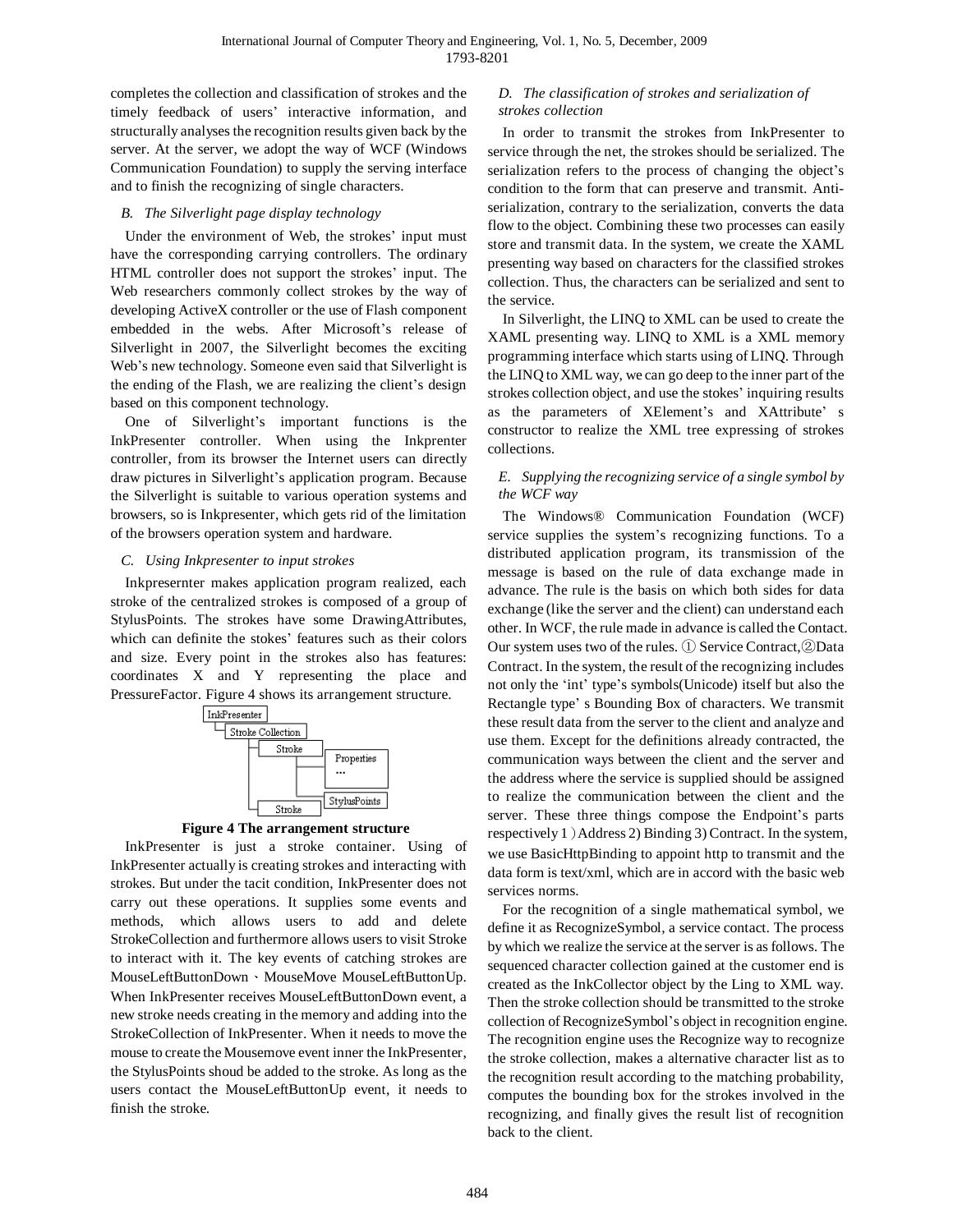completes the collection and classification of strokes and the timely feedback of users' interactive information, and structurally analyses the recognition results given back by the server. At the server, we adopt the way of WCF (Windows Communication Foundation) to supply the serving interface and to finish the recognizing of single characters.

### *B. The Silverlight page display technology*

Under the environment of Web, the strokes' input must have the corresponding carrying controllers. The ordinary HTML controller does not support the strokes' input. The Web researchers commonly collect strokes by the way of developing ActiveX controller or the use of Flash component embedded in the webs. After Microsoft's release of Silverlight in 2007, the Silverlight becomes the exciting Web's new technology. Someone even said that Silverlight is the ending of the Flash, we are realizing the client's design based on this component technology.

One of Silverlight's important functions is the InkPresenter controller. When using the Inkprenter controller, from its browser the Internet users can directly draw pictures in Silverlight's application program. Because the Silverlight is suitable to various operation systems and browsers, so is Inkpresenter, which gets rid of the limitation of the browsers operation system and hardware.

### *C. Using Inkpresenter to input strokes*

Inkpresernter makes application program realized, each stroke of the centralized strokes is composed of a group of StylusPoints. The strokes have some DrawingAttributes, which can definite the stokes' features such as their colors and size. Every point in the strokes also has features: coordinates X and Y representing the place and PressureFactor. Figure 4 shows its arrangement structure.

InkPresenter
Stroke Collection
Stroke
Properties
...
StylusPoints
Stroke

**Figure 4 The arrangement structure**

InkPresenter is just a stroke container. Using of InkPresenter actually is creating strokes and interacting with strokes. But under the tacit condition, InkPresenter does not carry out these operations. It supplies some events and methods, which allows users to add and delete StrokeCollection and furthermore allows users to visit Stroke to interact with it. The key events of catching strokes are MouseLeftButtonDown、MouseMove MouseLeftButtonUp. When InkPresenter receives MouseLeftButtonDown event, a new stroke needs creating in the memory and adding into the StrokeCollection of InkPresenter. When it needs to move the mouse to create the Mousemove event inner the InkPresenter, the StylusPoints shoud be added to the stroke. As long as the users contact the MouseLeftButtonUp event, it needs to finish the stroke.

### *D. The classification of strokes and serialization of strokes collection*

In order to transmit the strokes from InkPresenter to service through the net, the strokes should be serialized. The serialization refers to the process of changing the object's condition to the form that can preserve and transmit. Anti-serialization, contrary to the serialization, converts the data flow to the object. Combining these two processes can easily store and transmit data. In the system, we create the XAML presenting way based on characters for the classified strokes collection. Thus, the characters can be serialized and sent to the service.

In Silverlight, the LINQ to XML can be used to create the XAML presenting way. LINQ to XML is a XML memory programming interface which starts using of LINQ. Through the LINQ to XML way, we can go deep to the inner part of the strokes collection object, and use the stokes' inquiring results as the parameters of XElement's and XAttribute' s constructor to realize the XML tree expressing of strokes collections.

### *E. Supplying the recognizing service of a single symbol by the WCF way*

The Windows® Communication Foundation (WCF) service supplies the system's recognizing functions. To a distributed application program, its transmission of the message is based on the rule of data exchange made in advance. The rule is the basis on which both sides for data exchange (like the server and the client) can understand each other. In WCF, the rule made in advance is called the Contact. Our system uses two of the rules. ① Service Contract,②Data Contract. In the system, the result of the recognizing includes not only the 'int' type's symbols(Unicode) itself but also the Rectangle type' s Bounding Box of characters. We transmit these result data from the server to the client and analyze and use them. Except for the definitions already contracted, the communication ways between the client and the server and the address where the service is supplied should be assigned to realize the communication between the client and the server. These three things compose the Endpoint's parts respectively 1）Address 2) Binding 3) Contract. In the system, we use BasicHttpBinding to appoint http to transmit and the data form is text/xml, which are in accord with the basic web services norms.

For the recognition of a single mathematical symbol, we define it as RecognizeSymbol, a service contact. The process by which we realize the service at the server is as follows. The sequenced character collection gained at the customer end is created as the InkCollector object by the Ling to XML way. Then the stroke collection should be transmitted to the stroke collection of RecognizeSymbol's object in recognition engine. The recognition engine uses the Recognize way to recognize the stroke collection, makes a alternative character list as to the recognition result according to the matching probability, computes the bounding box for the strokes involved in the recognizing, and finally gives the result list of recognition back to the client.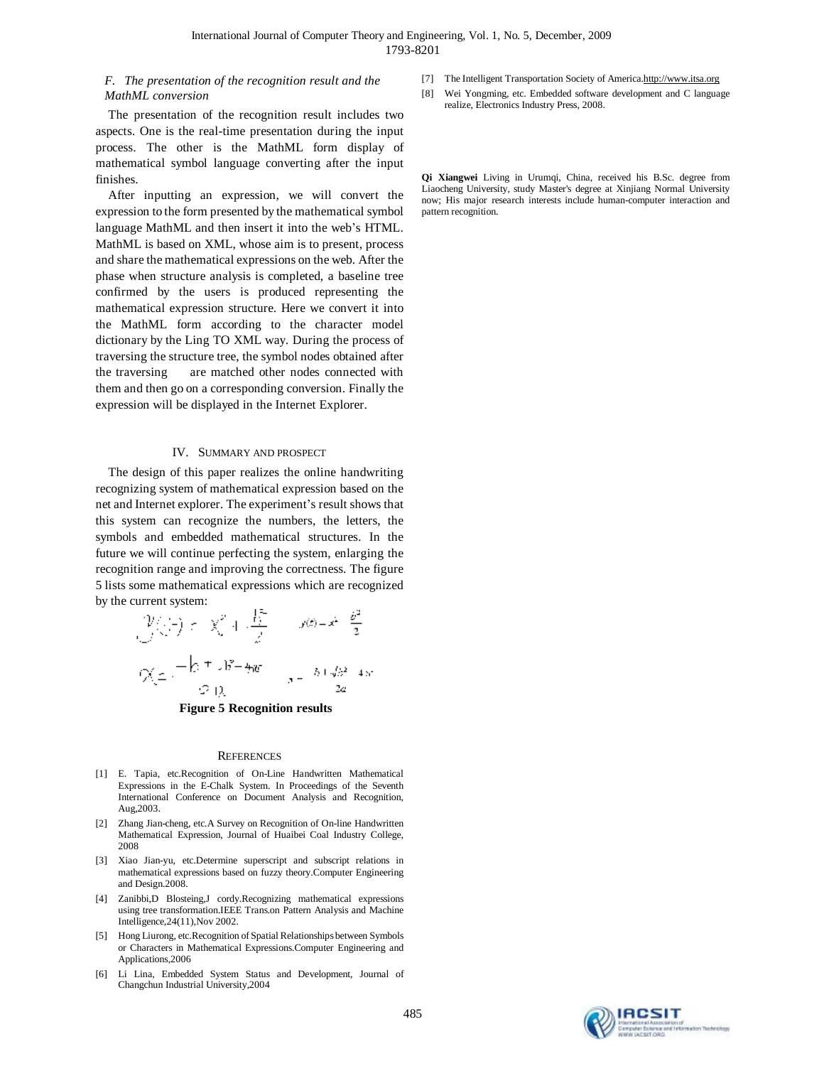*F. The presentation of the recognition result and the MathML conversion*

The presentation of the recognition result includes two aspects. One is the real-time presentation during the input process. The other is the MathML form display of mathematical symbol language converting after the input finishes.

After inputting an expression, we will convert the expression to the form presented by the mathematical symbol language MathML and then insert it into the web's HTML. MathML is based on XML, whose aim is to present, process and share the mathematical expressions on the web. After the phase when structure analysis is completed, a baseline tree confirmed by the users is produced representing the mathematical expression structure. Here we convert it into the MathML form according to the character model dictionary by the Ling TO XML way. During the process of traversing the structure tree, the symbol nodes obtained after the traversing are matched other nodes connected with them and then go on a corresponding conversion. Finally the expression will be displayed in the Internet Explorer.

## IV. Summary and Prospect

The design of this paper realizes the online handwriting recognizing system of mathematical expression based on the net and Internet explorer. The experiment's result shows that this system can recognize the numbers, the letters, the symbols and embedded mathematical structures. In the future we will continue perfecting the system, enlarging the recognition range and improving the correctness. The figure 5 lists some mathematical expressions which are recognized by the current system:

**Figure 5 Recognition results**

## References

[1] E. Tapia, etc.Recognition of On-Line Handwritten Mathematical Expressions in the E-Chalk System. In Proceedings of the Seventh International Conference on Document Analysis and Recognition, Aug,2003.

[2] Zhang Jian-cheng, etc.A Survey on Recognition of On-line Handwritten Mathematical Expression, Journal of Huaibei Coal Industry College, 2008

[3] Xiao Jian-yu, etc.Determine superscript and subscript relations in mathematical expressions based on fuzzy theory.Computer Engineering and Design.2008.

[4] Zanibbi,D Blosteing,J cordy.Recognizing mathematical expressions using tree transformation.IEEE Trans.on Pattern Analysis and Machine Intelligence,24(11),Nov 2002.

[5] Hong Liurong, etc.Recognition of Spatial Relationships between Symbols or Characters in Mathematical Expressions.Computer Engineering and Applications,2006

[6] Li Lina, Embedded System Status and Development, Journal of Changchun Industrial University,2004

[7] The Intelligent Transportation Society of America.http://www.itsa.org

[8] Wei Yongming, etc. Embedded software development and C language realize, Electronics Industry Press, 2008.

**Qi Xiangwei** Living in Urumqi, China, received his B.Sc. degree from Liaocheng University, study Master's degree at Xinjiang Normal University now; His major research interests include human-computer interaction and pattern recognition.